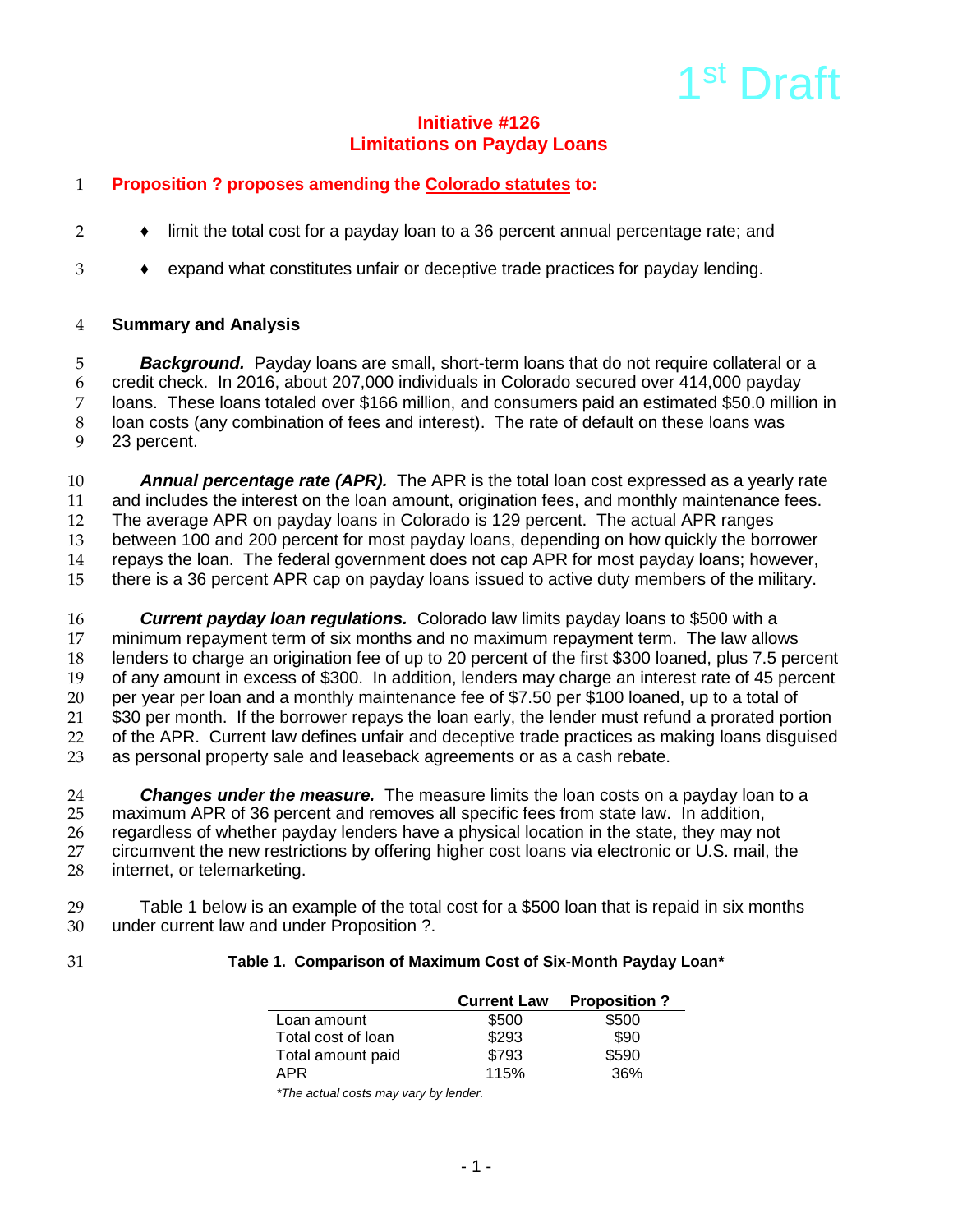1st Draft

# Initiative #126
# Limitations on Payday Loans

**Proposition ? proposes amending the Colorado statutes to:**

- limit the total cost for a payday loan to a 36 percent annual percentage rate; and
- expand what constitutes unfair or deceptive trade practices for payday lending.

## Summary and Analysis

***Background.*** Payday loans are small, short-term loans that do not require collateral or a credit check. In 2016, about 207,000 individuals in Colorado secured over 414,000 payday loans. These loans totaled over $166 million, and consumers paid an estimated $50.0 million in loan costs (any combination of fees and interest). The rate of default on these loans was 23 percent.

***Annual percentage rate (APR).*** The APR is the total loan cost expressed as a yearly rate and includes the interest on the loan amount, origination fees, and monthly maintenance fees. The average APR on payday loans in Colorado is 129 percent. The actual APR ranges between 100 and 200 percent for most payday loans, depending on how quickly the borrower repays the loan. The federal government does not cap APR for most payday loans; however, there is a 36 percent APR cap on payday loans issued to active duty members of the military.

***Current payday loan regulations.*** Colorado law limits payday loans to $500 with a minimum repayment term of six months and no maximum repayment term. The law allows lenders to charge an origination fee of up to 20 percent of the first $300 loaned, plus 7.5 percent of any amount in excess of $300. In addition, lenders may charge an interest rate of 45 percent per year per loan and a monthly maintenance fee of $7.50 per $100 loaned, up to a total of $30 per month. If the borrower repays the loan early, the lender must refund a prorated portion of the APR. Current law defines unfair and deceptive trade practices as making loans disguised as personal property sale and leaseback agreements or as a cash rebate.

***Changes under the measure.*** The measure limits the loan costs on a payday loan to a maximum APR of 36 percent and removes all specific fees from state law. In addition, regardless of whether payday lenders have a physical location in the state, they may not circumvent the new restrictions by offering higher cost loans via electronic or U.S. mail, the internet, or telemarketing.

Table 1 below is an example of the total cost for a $500 loan that is repaid in six months under current law and under Proposition ?.

**Table 1. Comparison of Maximum Cost of Six-Month Payday Loan***

| | Current Law | Proposition ? |
|---|---|---|
| Loan amount | $500 | $500 |
| Total cost of loan | $293 | $90 |
| Total amount paid | $793 | $590 |
| APR | 115% | 36% |

*The actual costs may vary by lender.*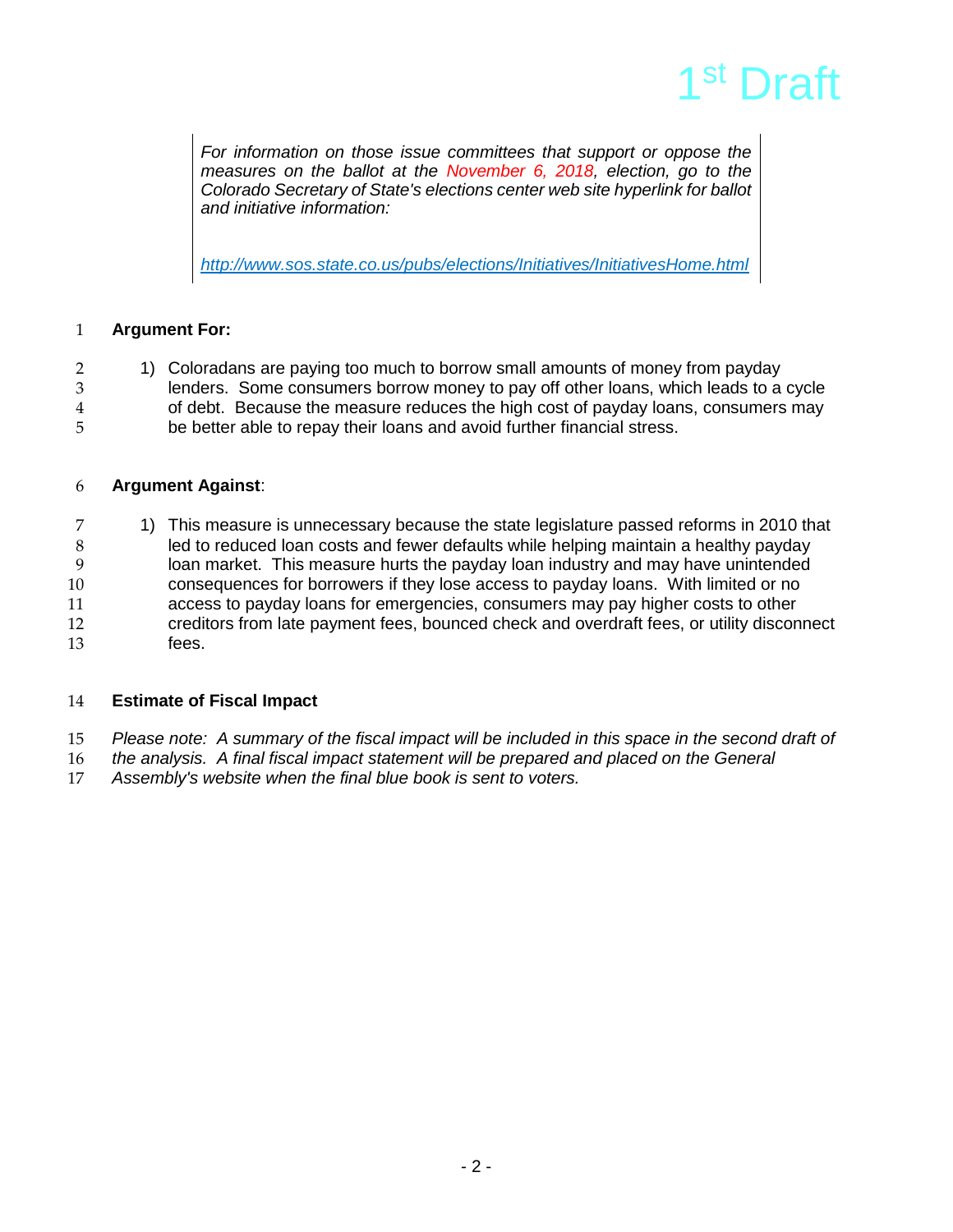1st Draft

*For information on those issue committees that support or oppose the measures on the ballot at the November 6, 2018, election, go to the Colorado Secretary of State's elections center web site hyperlink for ballot and initiative information:*

*http://www.sos.state.co.us/pubs/elections/Initiatives/InitiativesHome.html*

**Argument For:**

1) Coloradans are paying too much to borrow small amounts of money from payday lenders. Some consumers borrow money to pay off other loans, which leads to a cycle of debt. Because the measure reduces the high cost of payday loans, consumers may be better able to repay their loans and avoid further financial stress.

**Argument Against**:

1) This measure is unnecessary because the state legislature passed reforms in 2010 that led to reduced loan costs and fewer defaults while helping maintain a healthy payday loan market. This measure hurts the payday loan industry and may have unintended consequences for borrowers if they lose access to payday loans. With limited or no access to payday loans for emergencies, consumers may pay higher costs to other creditors from late payment fees, bounced check and overdraft fees, or utility disconnect fees.

**Estimate of Fiscal Impact**

*Please note: A summary of the fiscal impact will be included in this space in the second draft of the analysis. A final fiscal impact statement will be prepared and placed on the General Assembly's website when the final blue book is sent to voters.*